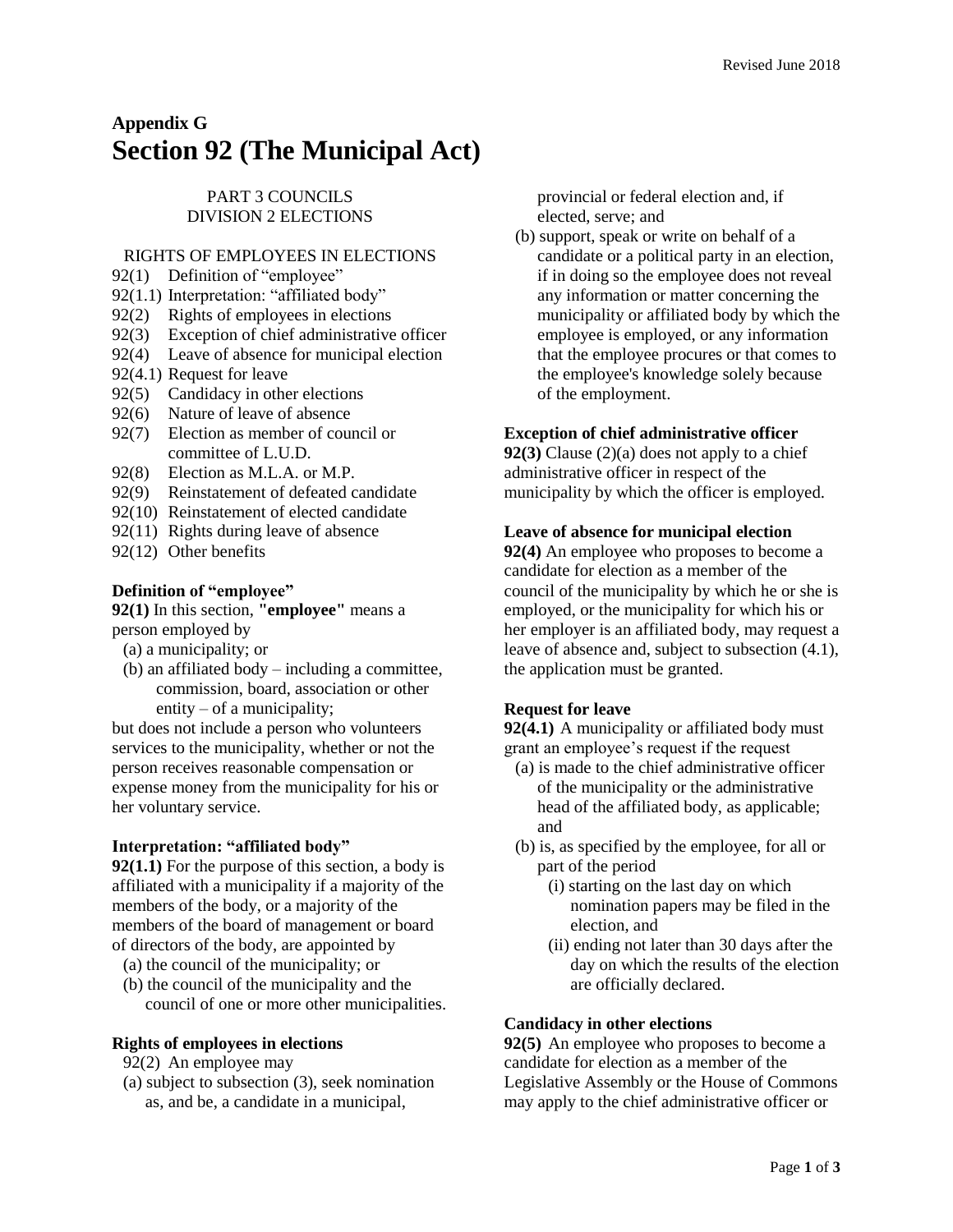# Appendix G
# Section 92 (The Municipal Act)

PART 3 COUNCILS
DIVISION 2 ELECTIONS

RIGHTS OF EMPLOYEES IN ELECTIONS

92(1) Definition of "employee"
92(1.1) Interpretation: "affiliated body"
92(2) Rights of employees in elections
92(3) Exception of chief administrative officer
92(4) Leave of absence for municipal election
92(4.1) Request for leave
92(5) Candidacy in other elections
92(6) Nature of leave of absence
92(7) Election as member of council or committee of L.U.D.
92(8) Election as M.L.A. or M.P.
92(9) Reinstatement of defeated candidate
92(10) Reinstatement of elected candidate
92(11) Rights during leave of absence
92(12) Other benefits

**Definition of "employee"**

**92(1)** In this section, **"employee"** means a person employed by

(a) a municipality; or

(b) an affiliated body – including a committee, commission, board, association or other entity – of a municipality;

but does not include a person who volunteers services to the municipality, whether or not the person receives reasonable compensation or expense money from the municipality for his or her voluntary service.

**Interpretation: "affiliated body"**

**92(1.1)** For the purpose of this section, a body is affiliated with a municipality if a majority of the members of the body, or a majority of the members of the board of management or board of directors of the body, are appointed by

(a) the council of the municipality; or

(b) the council of the municipality and the council of one or more other municipalities.

**Rights of employees in elections**

92(2) An employee may

(a) subject to subsection (3), seek nomination as, and be, a candidate in a municipal, provincial or federal election and, if elected, serve; and

(b) support, speak or write on behalf of a candidate or a political party in an election, if in doing so the employee does not reveal any information or matter concerning the municipality or affiliated body by which the employee is employed, or any information that the employee procures or that comes to the employee's knowledge solely because of the employment.

**Exception of chief administrative officer**

**92(3)** Clause (2)(a) does not apply to a chief administrative officer in respect of the municipality by which the officer is employed.

**Leave of absence for municipal election**

**92(4)** An employee who proposes to become a candidate for election as a member of the council of the municipality by which he or she is employed, or the municipality for which his or her employer is an affiliated body, may request a leave of absence and, subject to subsection (4.1), the application must be granted.

**Request for leave**

**92(4.1)** A municipality or affiliated body must grant an employee's request if the request

(a) is made to the chief administrative officer of the municipality or the administrative head of the affiliated body, as applicable; and

(b) is, as specified by the employee, for all or part of the period

(i) starting on the last day on which nomination papers may be filed in the election, and

(ii) ending not later than 30 days after the day on which the results of the election are officially declared.

**Candidacy in other elections**

**92(5)** An employee who proposes to become a candidate for election as a member of the Legislative Assembly or the House of Commons may apply to the chief administrative officer or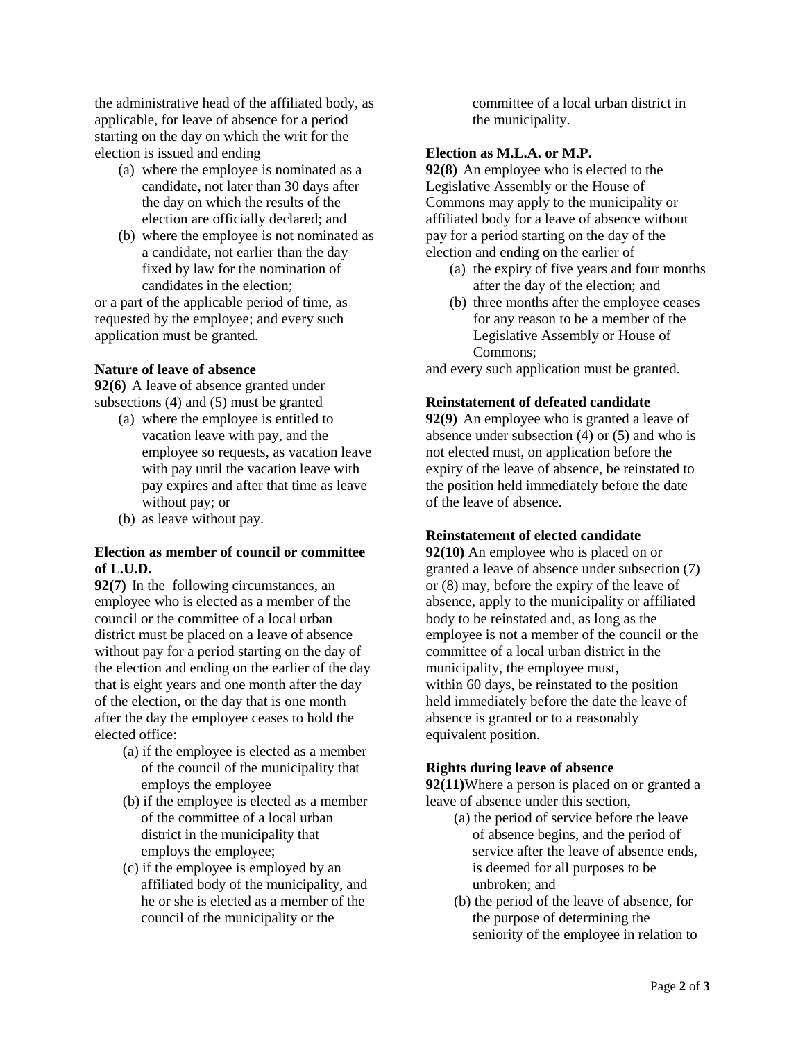the administrative head of the affiliated body, as applicable, for leave of absence for a period starting on the day on which the writ for the election is issued and ending

- (a) where the employee is nominated as a candidate, not later than 30 days after the day on which the results of the election are officially declared; and
- (b) where the employee is not nominated as a candidate, not earlier than the day fixed by law for the nomination of candidates in the election;

or a part of the applicable period of time, as requested by the employee; and every such application must be granted.

**Nature of leave of absence**

**92(6)** A leave of absence granted under subsections (4) and (5) must be granted

- (a) where the employee is entitled to vacation leave with pay, and the employee so requests, as vacation leave with pay until the vacation leave with pay expires and after that time as leave without pay; or
- (b) as leave without pay.

**Election as member of council or committee of L.U.D.**

**92(7)** In the following circumstances, an employee who is elected as a member of the council or the committee of a local urban district must be placed on a leave of absence without pay for a period starting on the day of the election and ending on the earlier of the day that is eight years and one month after the day of the election, or the day that is one month after the day the employee ceases to hold the elected office:

- (a) if the employee is elected as a member of the council of the municipality that employs the employee
- (b) if the employee is elected as a member of the committee of a local urban district in the municipality that employs the employee;
- (c) if the employee is employed by an affiliated body of the municipality, and he or she is elected as a member of the council of the municipality or the committee of a local urban district in the municipality.

**Election as M.L.A. or M.P.**

**92(8)** An employee who is elected to the Legislative Assembly or the House of Commons may apply to the municipality or affiliated body for a leave of absence without pay for a period starting on the day of the election and ending on the earlier of

- (a) the expiry of five years and four months after the day of the election; and
- (b) three months after the employee ceases for any reason to be a member of the Legislative Assembly or House of Commons;

and every such application must be granted.

**Reinstatement of defeated candidate**

**92(9)** An employee who is granted a leave of absence under subsection (4) or (5) and who is not elected must, on application before the expiry of the leave of absence, be reinstated to the position held immediately before the date of the leave of absence.

**Reinstatement of elected candidate**

**92(10)** An employee who is placed on or granted a leave of absence under subsection (7) or (8) may, before the expiry of the leave of absence, apply to the municipality or affiliated body to be reinstated and, as long as the employee is not a member of the council or the committee of a local urban district in the municipality, the employee must, within 60 days, be reinstated to the position held immediately before the date the leave of absence is granted or to a reasonably equivalent position.

**Rights during leave of absence**

**92(11)** Where a person is placed on or granted a leave of absence under this section,

- (a) the period of service before the leave of absence begins, and the period of service after the leave of absence ends, is deemed for all purposes to be unbroken; and
- (b) the period of the leave of absence, for the purpose of determining the seniority of the employee in relation to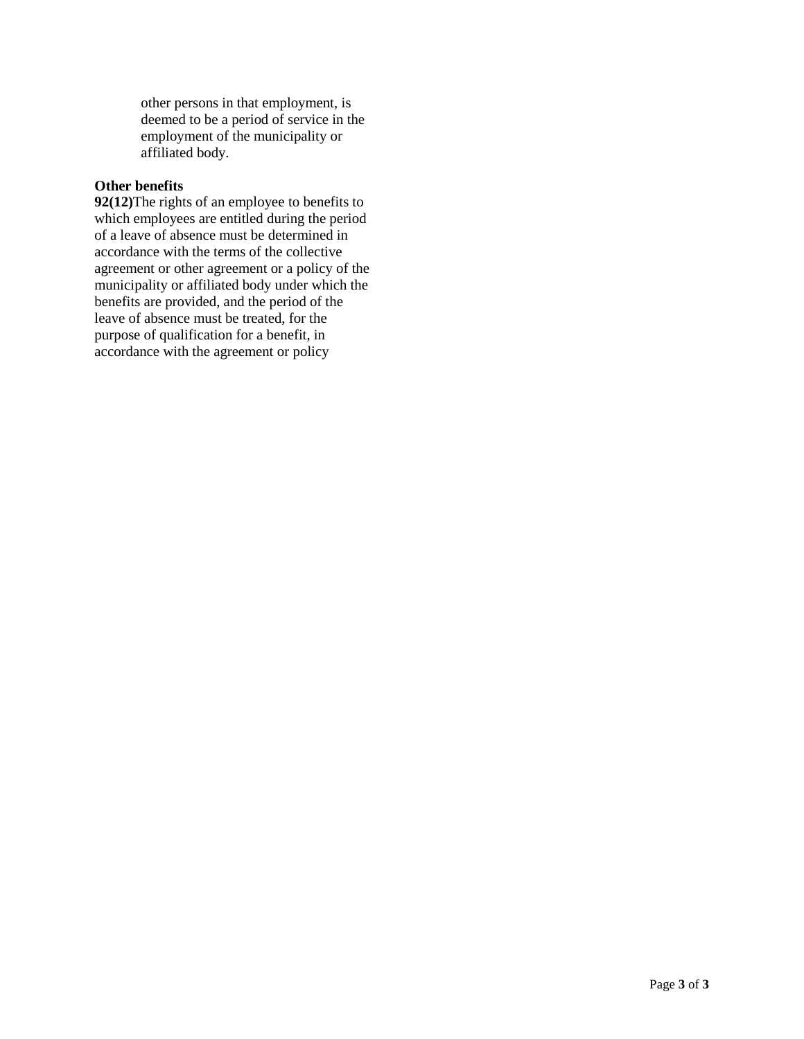other persons in that employment, is deemed to be a period of service in the employment of the municipality or affiliated body.

**Other benefits**

**92(12)**The rights of an employee to benefits to which employees are entitled during the period of a leave of absence must be determined in accordance with the terms of the collective agreement or other agreement or a policy of the municipality or affiliated body under which the benefits are provided, and the period of the leave of absence must be treated, for the purpose of qualification for a benefit, in accordance with the agreement or policy